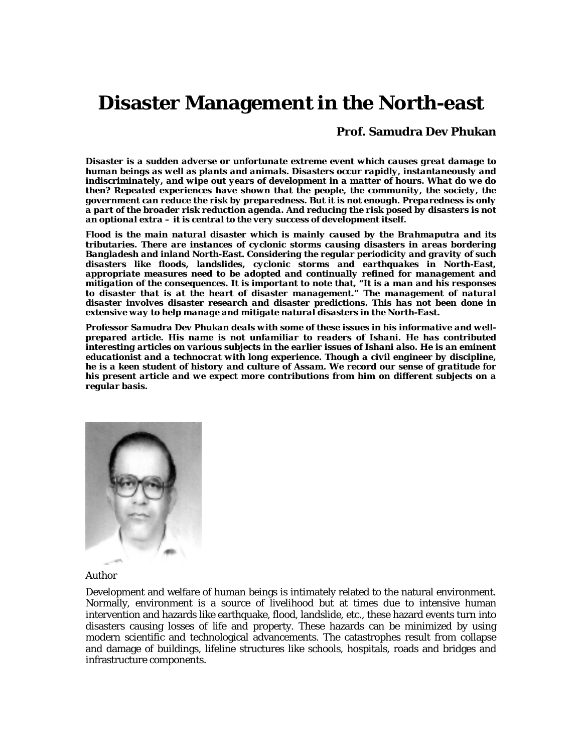# Disaster Management in the North-east

**Prof. Samudra Dev Phukan**

***Disaster is a sudden adverse or unfortunate extreme event which causes great damage to human beings as well as plants and animals. Disasters occur rapidly, instantaneously and indiscriminately, and wipe out years of development in a matter of hours. What do we do then? Repeated experiences have shown that the people, the community, the society, the government can reduce the risk by preparedness. But it is not enough. Preparedness is only a part of the broader risk reduction agenda. And reducing the risk posed by disasters is not an optional extra – it is central to the very success of development itself.***

***Flood is the main natural disaster which is mainly caused by the Brahmaputra and its tributaries. There are instances of cyclonic storms causing disasters in areas bordering Bangladesh and inland North-East. Considering the regular periodicity and gravity of such disasters like floods, landslides, cyclonic storms and earthquakes in North-East, appropriate measures need to be adopted and continually refined for management and mitigation of the consequences. It is important to note that, "It is a man and his responses to disaster that is at the heart of disaster management." The management of natural disaster involves disaster research and disaster predictions. This has not been done in extensive way to help manage and mitigate natural disasters in the North-East.***

***Professor Samudra Dev Phukan deals with some of these issues in his informative and well-prepared article. His name is not unfamiliar to readers of Ishani. He has contributed interesting articles on various subjects in the earlier issues of Ishani also. He is an eminent educationist and a technocrat with long experience. Though a civil engineer by discipline, he is a keen student of history and culture of Assam. We record our sense of gratitude for his present article and we expect more contributions from him on different subjects on a regular basis.***

Author

Development and welfare of human beings is intimately related to the natural environment. Normally, environment is a source of livelihood but at times due to intensive human intervention and hazards like earthquake, flood, landslide, etc., these hazard events turn into disasters causing losses of life and property. These hazards can be minimized by using modern scientific and technological advancements. The catastrophes result from collapse and damage of buildings, lifeline structures like schools, hospitals, roads and bridges and infrastructure components.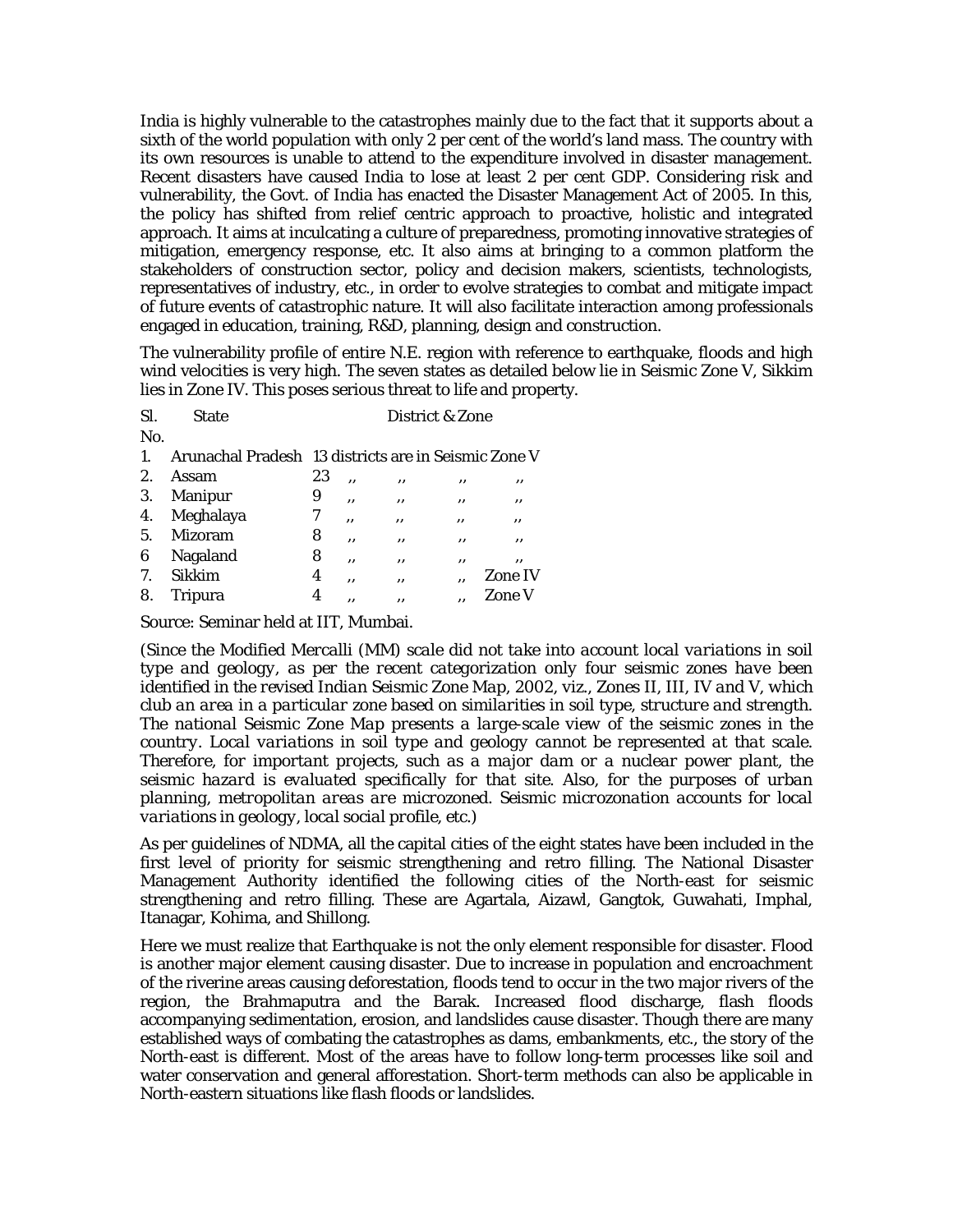India is highly vulnerable to the catastrophes mainly due to the fact that it supports about a sixth of the world population with only 2 per cent of the world's land mass. The country with its own resources is unable to attend to the expenditure involved in disaster management. Recent disasters have caused India to lose at least 2 per cent GDP. Considering risk and vulnerability, the Govt. of India has enacted the Disaster Management Act of 2005. In this, the policy has shifted from relief centric approach to proactive, holistic and integrated approach. It aims at inculcating a culture of preparedness, promoting innovative strategies of mitigation, emergency response, etc. It also aims at bringing to a common platform the stakeholders of construction sector, policy and decision makers, scientists, technologists, representatives of industry, etc., in order to evolve strategies to combat and mitigate impact of future events of catastrophic nature. It will also facilitate interaction among professionals engaged in education, training, R&D, planning, design and construction.

The vulnerability profile of entire N.E. region with reference to earthquake, floods and high wind velocities is very high. The seven states as detailed below lie in Seismic Zone V, Sikkim lies in Zone IV. This poses serious threat to life and property.

| Sl. No. | State | District & Zone |
|---|---|---|
| 1. | Arunachal Pradesh | 13 districts are in Seismic Zone V |
| 2. | Assam | 23 ,, ,, ,, ,, |
| 3. | Manipur | 9 ,, ,, ,, ,, |
| 4. | Meghalaya | 7 ,, ,, ,, ,, |
| 5. | Mizoram | 8 ,, ,, ,, ,, |
| 6 | Nagaland | 8 ,, ,, ,, ,, |
| 7. | Sikkim | 4 ,, ,, ,, Zone IV |
| 8. | Tripura | 4 ,, ,, ,, Zone V |

Source: Seminar held at IIT, Mumbai.

*(Since the Modified Mercalli (MM) scale did not take into account local variations in soil type and geology, as per the recent categorization only four seismic zones have been identified in the revised Indian Seismic Zone Map, 2002, viz., Zones II, III, IV and V, which club an area in a particular zone based on similarities in soil type, structure and strength. The national Seismic Zone Map presents a large-scale view of the seismic zones in the country. Local variations in soil type and geology cannot be represented at that scale. Therefore, for important projects, such as a major dam or a nuclear power plant, the seismic hazard is evaluated specifically for that site. Also, for the purposes of urban planning, metropolitan areas are microzoned. Seismic microzonation accounts for local variations in geology, local social profile, etc.)*

As per guidelines of NDMA, all the capital cities of the eight states have been included in the first level of priority for seismic strengthening and retro filling. The National Disaster Management Authority identified the following cities of the North-east for seismic strengthening and retro filling. These are Agartala, Aizawl, Gangtok, Guwahati, Imphal, Itanagar, Kohima, and Shillong.

Here we must realize that Earthquake is not the only element responsible for disaster. Flood is another major element causing disaster. Due to increase in population and encroachment of the riverine areas causing deforestation, floods tend to occur in the two major rivers of the region, the Brahmaputra and the Barak. Increased flood discharge, flash floods accompanying sedimentation, erosion, and landslides cause disaster. Though there are many established ways of combating the catastrophes as dams, embankments, etc., the story of the North-east is different. Most of the areas have to follow long-term processes like soil and water conservation and general afforestation. Short-term methods can also be applicable in North-eastern situations like flash floods or landslides.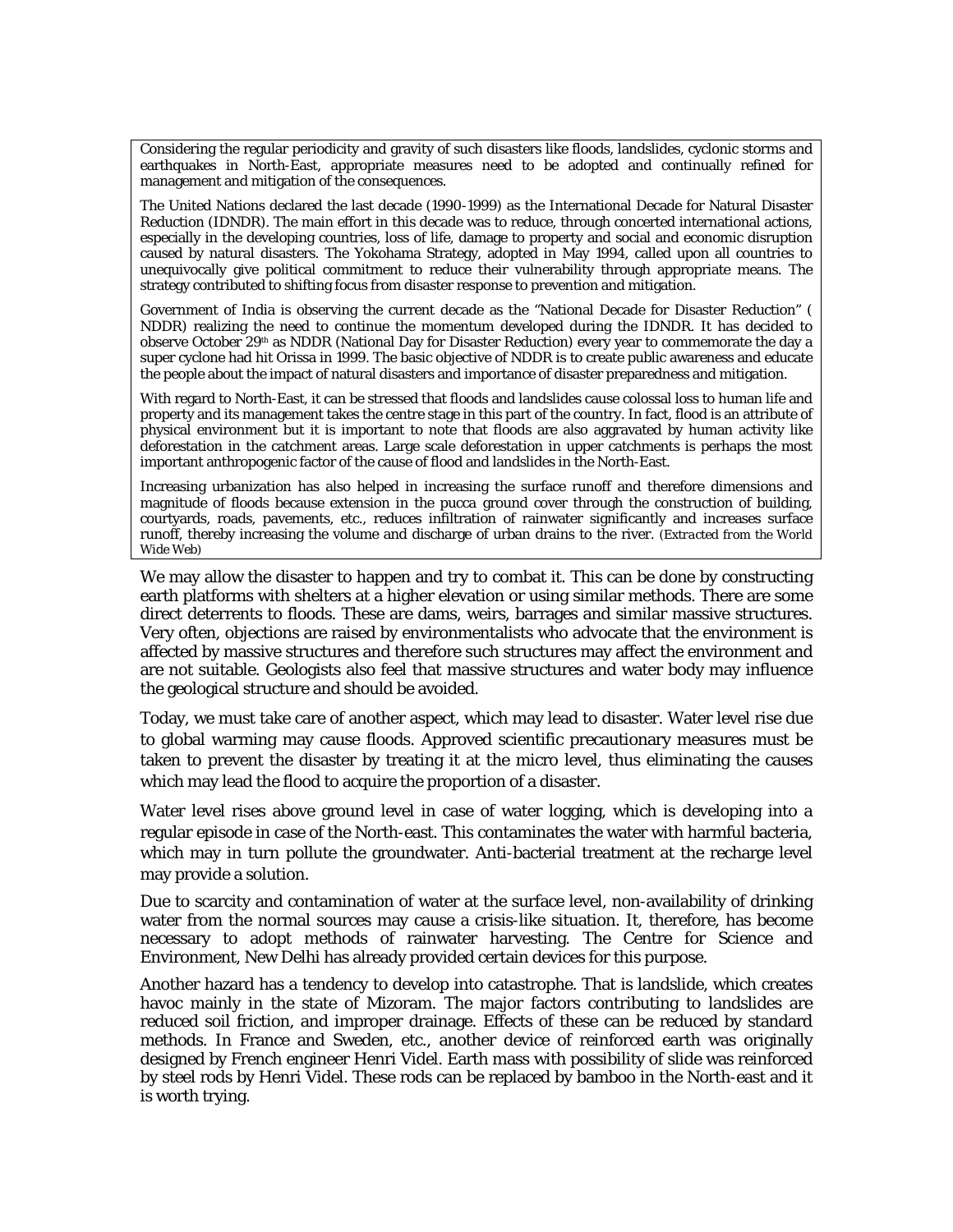Considering the regular periodicity and gravity of such disasters like floods, landslides, cyclonic storms and earthquakes in North-East, appropriate measures need to be adopted and continually refined for management and mitigation of the consequences.

The United Nations declared the last decade (1990-1999) as the International Decade for Natural Disaster Reduction (IDNDR). The main effort in this decade was to reduce, through concerted international actions, especially in the developing countries, loss of life, damage to property and social and economic disruption caused by natural disasters. The Yokohama Strategy, adopted in May 1994, called upon all countries to unequivocally give political commitment to reduce their vulnerability through appropriate means. The strategy contributed to shifting focus from disaster response to prevention and mitigation.

Government of India is observing the current decade as the "National Decade for Disaster Reduction" ( NDDR) realizing the need to continue the momentum developed during the IDNDR. It has decided to observe October 29th as NDDR (National Day for Disaster Reduction) every year to commemorate the day a super cyclone had hit Orissa in 1999. The basic objective of NDDR is to create public awareness and educate the people about the impact of natural disasters and importance of disaster preparedness and mitigation.

With regard to North-East, it can be stressed that floods and landslides cause colossal loss to human life and property and its management takes the centre stage in this part of the country. In fact, flood is an attribute of physical environment but it is important to note that floods are also aggravated by human activity like deforestation in the catchment areas. Large scale deforestation in upper catchments is perhaps the most important anthropogenic factor of the cause of flood and landslides in the North-East.

Increasing urbanization has also helped in increasing the surface runoff and therefore dimensions and magnitude of floods because extension in the pucca ground cover through the construction of building, courtyards, roads, pavements, etc., reduces infiltration of rainwater significantly and increases surface runoff, thereby increasing the volume and discharge of urban drains to the river. *(Extracted from the World Wide Web)*

We may allow the disaster to happen and try to combat it. This can be done by constructing earth platforms with shelters at a higher elevation or using similar methods. There are some direct deterrents to floods. These are dams, weirs, barrages and similar massive structures. Very often, objections are raised by environmentalists who advocate that the environment is affected by massive structures and therefore such structures may affect the environment and are not suitable. Geologists also feel that massive structures and water body may influence the geological structure and should be avoided.

Today, we must take care of another aspect, which may lead to disaster. Water level rise due to global warming may cause floods. Approved scientific precautionary measures must be taken to prevent the disaster by treating it at the micro level, thus eliminating the causes which may lead the flood to acquire the proportion of a disaster.

Water level rises above ground level in case of water logging, which is developing into a regular episode in case of the North-east. This contaminates the water with harmful bacteria, which may in turn pollute the groundwater. Anti-bacterial treatment at the recharge level may provide a solution.

Due to scarcity and contamination of water at the surface level, non-availability of drinking water from the normal sources may cause a crisis-like situation. It, therefore, has become necessary to adopt methods of rainwater harvesting. The Centre for Science and Environment, New Delhi has already provided certain devices for this purpose.

Another hazard has a tendency to develop into catastrophe. That is landslide, which creates havoc mainly in the state of Mizoram. The major factors contributing to landslides are reduced soil friction, and improper drainage. Effects of these can be reduced by standard methods. In France and Sweden, etc., another device of reinforced earth was originally designed by French engineer Henri Videl. Earth mass with possibility of slide was reinforced by steel rods by Henri Videl. These rods can be replaced by bamboo in the North-east and it is worth trying.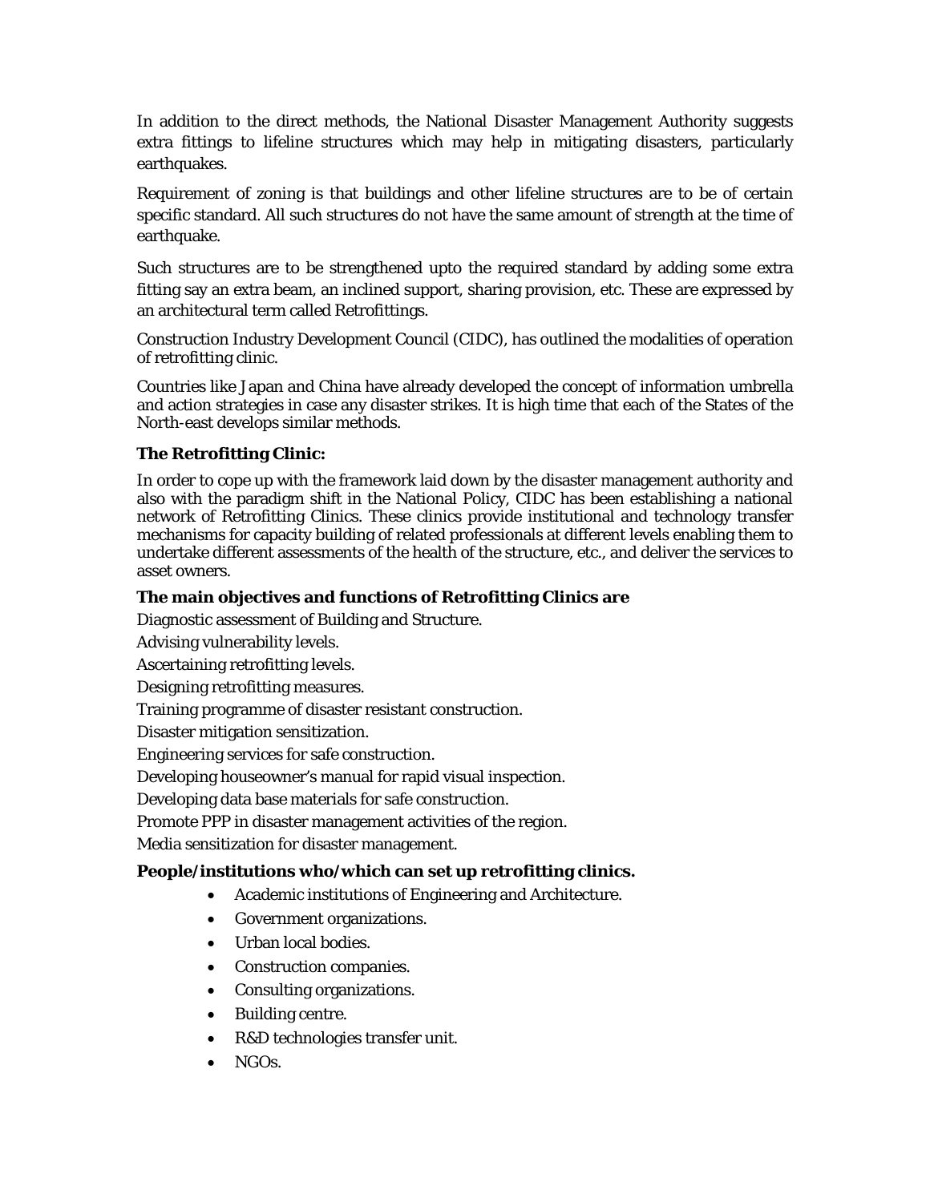In addition to the direct methods, the National Disaster Management Authority suggests extra fittings to lifeline structures which may help in mitigating disasters, particularly earthquakes.

Requirement of zoning is that buildings and other lifeline structures are to be of certain specific standard. All such structures do not have the same amount of strength at the time of earthquake.

Such structures are to be strengthened upto the required standard by adding some extra fitting say an extra beam, an inclined support, sharing provision, etc. These are expressed by an architectural term called Retrofittings.

Construction Industry Development Council (CIDC), has outlined the modalities of operation of retrofitting clinic.

Countries like Japan and China have already developed the concept of information umbrella and action strategies in case any disaster strikes. It is high time that each of the States of the North-east develops similar methods.

**The Retrofitting Clinic:**

In order to cope up with the framework laid down by the disaster management authority and also with the paradigm shift in the National Policy, CIDC has been establishing a national network of Retrofitting Clinics. These clinics provide institutional and technology transfer mechanisms for capacity building of related professionals at different levels enabling them to undertake different assessments of the health of the structure, etc., and deliver the services to asset owners.

**The main objectives and functions of Retrofitting Clinics are**

Diagnostic assessment of Building and Structure.

Advising vulnerability levels.

Ascertaining retrofitting levels.

Designing retrofitting measures.

Training programme of disaster resistant construction.

Disaster mitigation sensitization.

Engineering services for safe construction.

Developing houseowner's manual for rapid visual inspection.

Developing data base materials for safe construction.

Promote PPP in disaster management activities of the region.

Media sensitization for disaster management.

**People/institutions who/which can set up retrofitting clinics.**

- Academic institutions of Engineering and Architecture.
- Government organizations.
- Urban local bodies.
- Construction companies.
- Consulting organizations.
- Building centre.
- R&D technologies transfer unit.
- NGOs.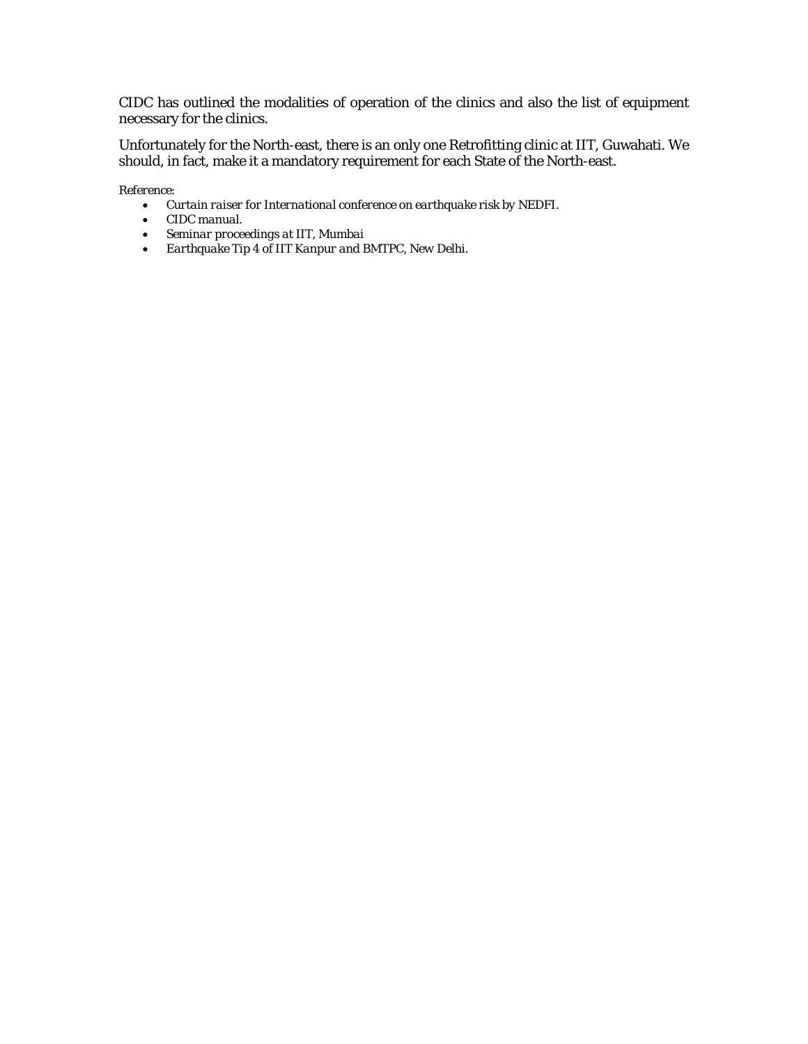CIDC has outlined the modalities of operation of the clinics and also the list of equipment necessary for the clinics.

Unfortunately for the North-east, there is an only one Retrofitting clinic at IIT, Guwahati. We should, in fact, make it a mandatory requirement for each State of the North-east.

*Reference:*

- *Curtain raiser for International conference on earthquake risk by NEDFI.*
- *CIDC manual.*
- *Seminar proceedings at IIT, Mumbai*
- *Earthquake Tip 4 of IIT Kanpur and BMTPC, New Delhi.*